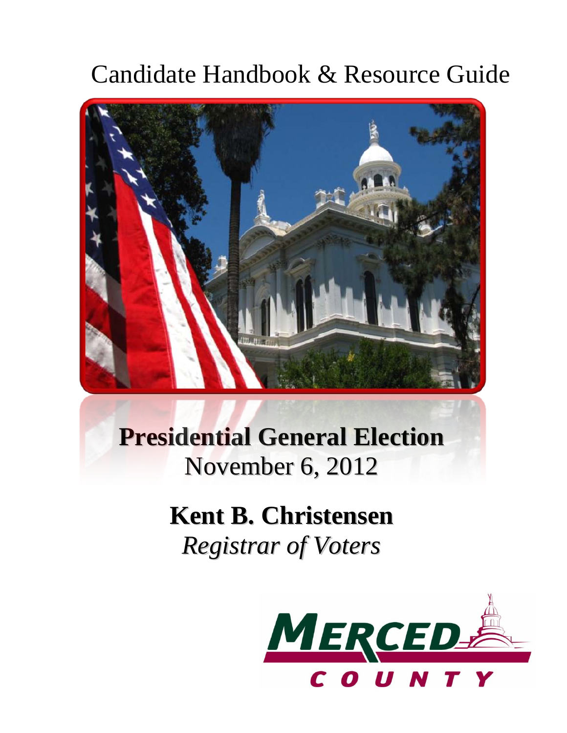# Candidate Handbook & Resource Guide

## Presidential General Election

November 6, 2012

**Kent B. Christensen**

*Registrar of Voters*

MERCED COUNTY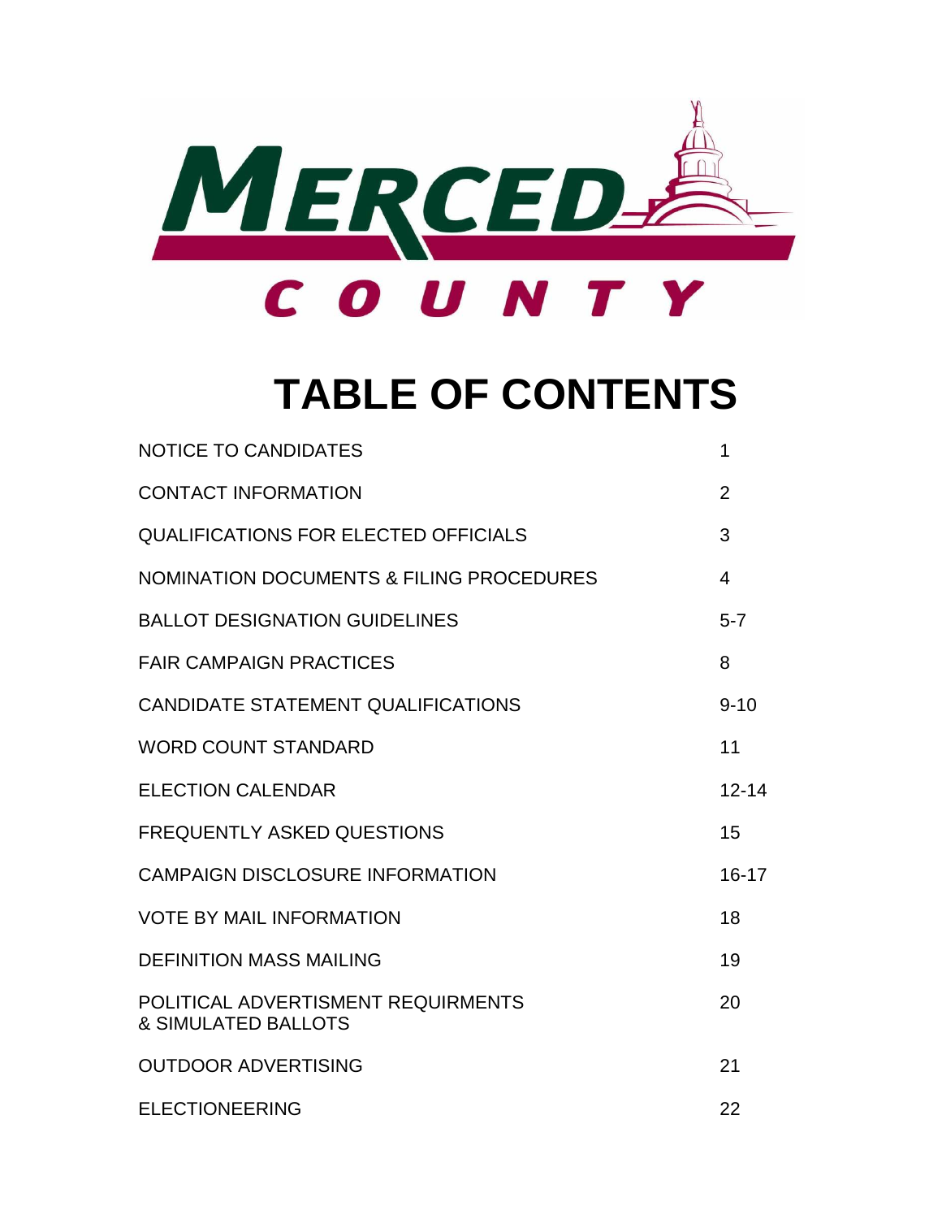MERCED COUNTY

# TABLE OF CONTENTS

| | |
|---|---|
| NOTICE TO CANDIDATES | 1 |
| CONTACT INFORMATION | 2 |
| QUALIFICATIONS FOR ELECTED OFFICIALS | 3 |
| NOMINATION DOCUMENTS & FILING PROCEDURES | 4 |
| BALLOT DESIGNATION GUIDELINES | 5-7 |
| FAIR CAMPAIGN PRACTICES | 8 |
| CANDIDATE STATEMENT QUALIFICATIONS | 9-10 |
| WORD COUNT STANDARD | 11 |
| ELECTION CALENDAR | 12-14 |
| FREQUENTLY ASKED QUESTIONS | 15 |
| CAMPAIGN DISCLOSURE INFORMATION | 16-17 |
| VOTE BY MAIL INFORMATION | 18 |
| DEFINITION MASS MAILING | 19 |
| POLITICAL ADVERTISMENT REQUIRMENTS & SIMULATED BALLOTS | 20 |
| OUTDOOR ADVERTISING | 21 |
| ELECTIONEERING | 22 |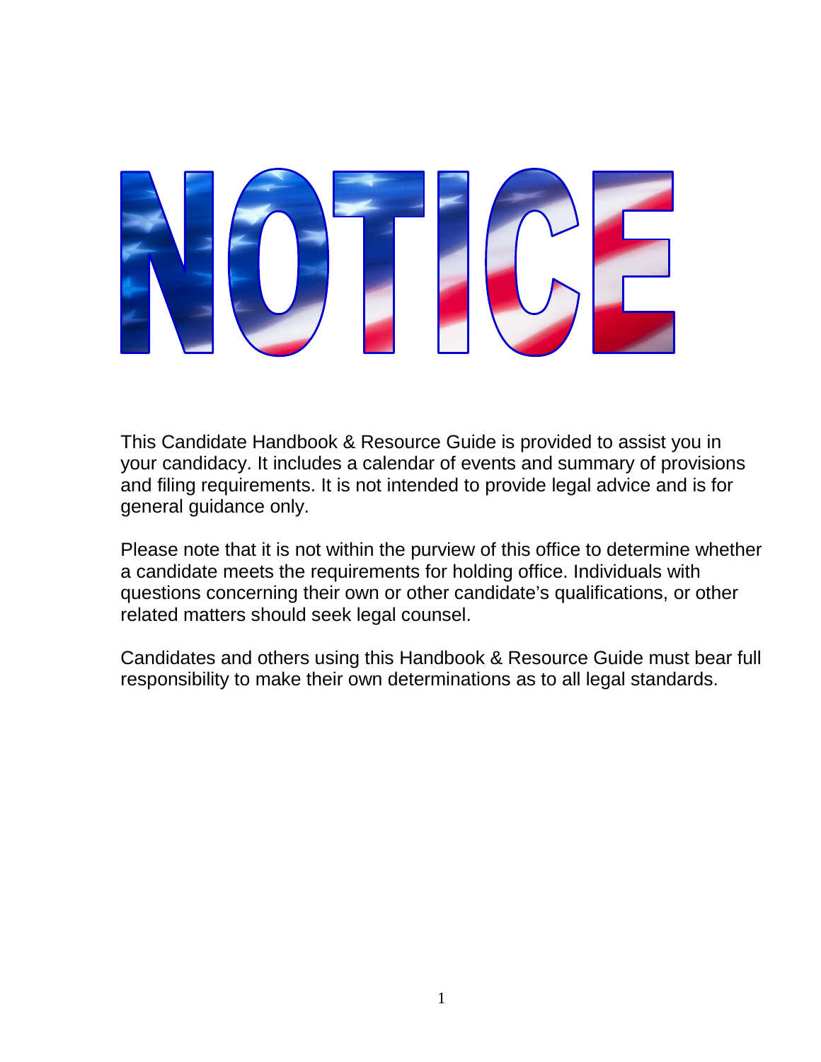# NOTICE

This Candidate Handbook & Resource Guide is provided to assist you in your candidacy. It includes a calendar of events and summary of provisions and filing requirements. It is not intended to provide legal advice and is for general guidance only.

Please note that it is not within the purview of this office to determine whether a candidate meets the requirements for holding office. Individuals with questions concerning their own or other candidate's qualifications, or other related matters should seek legal counsel.

Candidates and others using this Handbook & Resource Guide must bear full responsibility to make their own determinations as to all legal standards.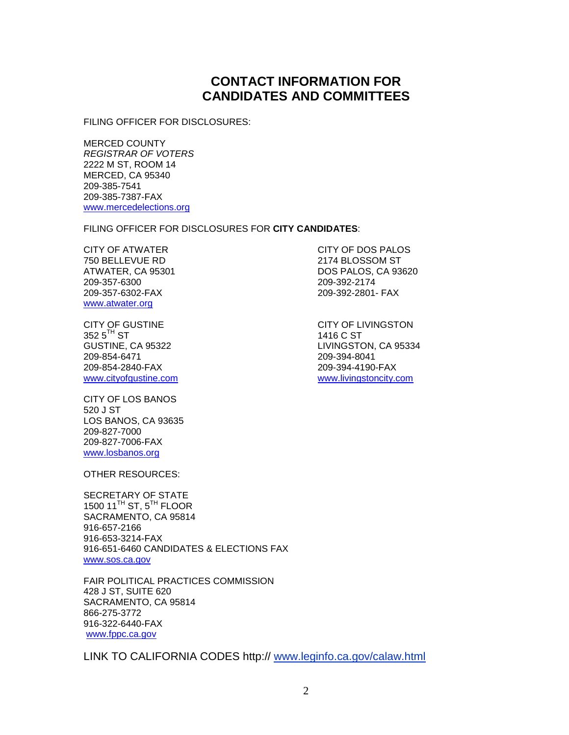# CONTACT INFORMATION FOR CANDIDATES AND COMMITTEES

FILING OFFICER FOR DISCLOSURES:

MERCED COUNTY
*REGISTRAR OF VOTERS*
2222 M ST, ROOM 14
MERCED, CA 95340
209-385-7541
209-385-7387-FAX
www.mercedelections.org

FILING OFFICER FOR DISCLOSURES FOR **CITY CANDIDATES**:

CITY OF ATWATER
750 BELLEVUE RD
ATWATER, CA 95301
209-357-6300
209-357-6302-FAX
www.atwater.org

CITY OF DOS PALOS
2174 BLOSSOM ST
DOS PALOS, CA 93620
209-392-2174
209-392-2801- FAX

CITY OF GUSTINE
352 5TH ST
GUSTINE, CA 95322
209-854-6471
209-854-2840-FAX
www.cityofgustine.com

CITY OF LIVINGSTON
1416 C ST
LIVINGSTON, CA 95334
209-394-8041
209-394-4190-FAX
www.livingstoncity.com

CITY OF LOS BANOS
520 J ST
LOS BANOS, CA 93635
209-827-7000
209-827-7006-FAX
www.losbanos.org

OTHER RESOURCES:

SECRETARY OF STATE
1500 11TH ST, 5TH FLOOR
SACRAMENTO, CA 95814
916-657-2166
916-653-3214-FAX
916-651-6460 CANDIDATES & ELECTIONS FAX
www.sos.ca.gov

FAIR POLITICAL PRACTICES COMMISSION
428 J ST, SUITE 620
SACRAMENTO, CA 95814
866-275-3772
916-322-6440-FAX
www.fppc.ca.gov

LINK TO CALIFORNIA CODES http:// www.leginfo.ca.gov/calaw.html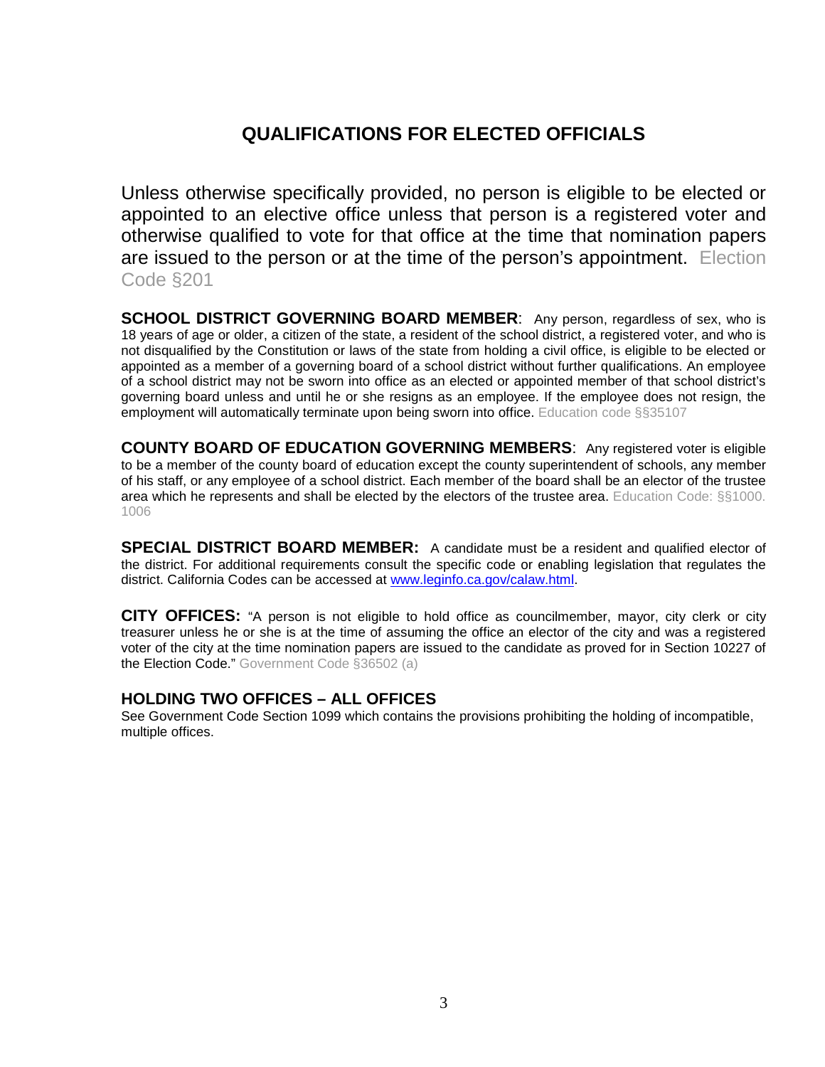# QUALIFICATIONS FOR ELECTED OFFICIALS

Unless otherwise specifically provided, no person is eligible to be elected or appointed to an elective office unless that person is a registered voter and otherwise qualified to vote for that office at the time that nomination papers are issued to the person or at the time of the person's appointment. Election Code §201

**SCHOOL DISTRICT GOVERNING BOARD MEMBER**: Any person, regardless of sex, who is 18 years of age or older, a citizen of the state, a resident of the school district, a registered voter, and who is not disqualified by the Constitution or laws of the state from holding a civil office, is eligible to be elected or appointed as a member of a governing board of a school district without further qualifications. An employee of a school district may not be sworn into office as an elected or appointed member of that school district's governing board unless and until he or she resigns as an employee. If the employee does not resign, the employment will automatically terminate upon being sworn into office. Education code §§35107

**COUNTY BOARD OF EDUCATION GOVERNING MEMBERS**: Any registered voter is eligible to be a member of the county board of education except the county superintendent of schools, any member of his staff, or any employee of a school district. Each member of the board shall be an elector of the trustee area which he represents and shall be elected by the electors of the trustee area. Education Code: §§1000. 1006

**SPECIAL DISTRICT BOARD MEMBER:** A candidate must be a resident and qualified elector of the district. For additional requirements consult the specific code or enabling legislation that regulates the district. California Codes can be accessed at [www.leginfo.ca.gov/calaw.html](http://www.leginfo.ca.gov/calaw.html).

**CITY OFFICES:** "A person is not eligible to hold office as councilmember, mayor, city clerk or city treasurer unless he or she is at the time of assuming the office an elector of the city and was a registered voter of the city at the time nomination papers are issued to the candidate as proved for in Section 10227 of the Election Code." Government Code §36502 (a)

**HOLDING TWO OFFICES – ALL OFFICES**

See Government Code Section 1099 which contains the provisions prohibiting the holding of incompatible, multiple offices.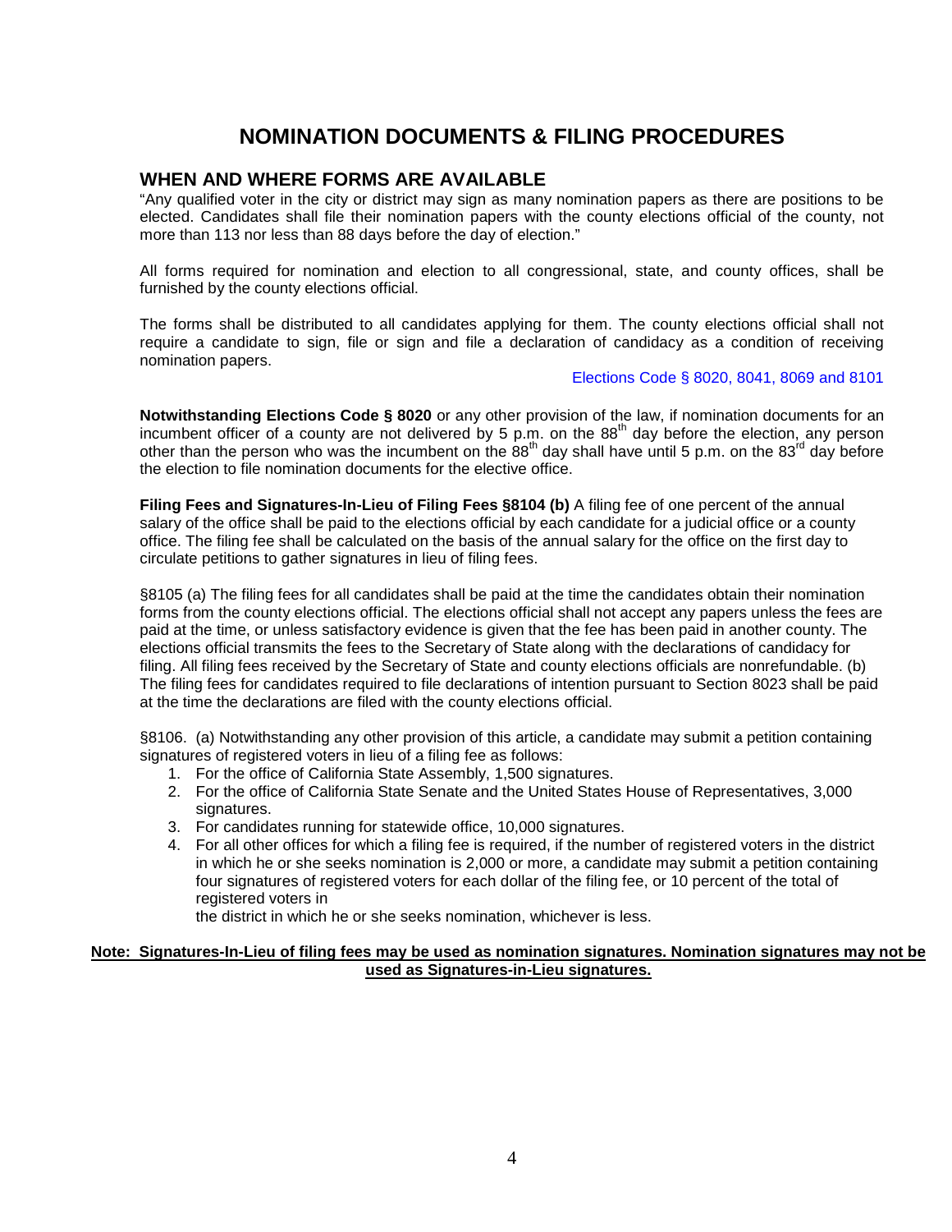# NOMINATION DOCUMENTS & FILING PROCEDURES

## WHEN AND WHERE FORMS ARE AVAILABLE

"Any qualified voter in the city or district may sign as many nomination papers as there are positions to be elected. Candidates shall file their nomination papers with the county elections official of the county, not more than 113 nor less than 88 days before the day of election."

All forms required for nomination and election to all congressional, state, and county offices, shall be furnished by the county elections official.

The forms shall be distributed to all candidates applying for them. The county elections official shall not require a candidate to sign, file or sign and file a declaration of candidacy as a condition of receiving nomination papers.

Elections Code § 8020, 8041, 8069 and 8101

**Notwithstanding Elections Code § 8020** or any other provision of the law, if nomination documents for an incumbent officer of a county are not delivered by 5 p.m. on the 88th day before the election, any person other than the person who was the incumbent on the 88th day shall have until 5 p.m. on the 83rd day before the election to file nomination documents for the elective office.

**Filing Fees and Signatures-In-Lieu of Filing Fees §8104 (b)** A filing fee of one percent of the annual salary of the office shall be paid to the elections official by each candidate for a judicial office or a county office. The filing fee shall be calculated on the basis of the annual salary for the office on the first day to circulate petitions to gather signatures in lieu of filing fees.

§8105 (a) The filing fees for all candidates shall be paid at the time the candidates obtain their nomination forms from the county elections official. The elections official shall not accept any papers unless the fees are paid at the time, or unless satisfactory evidence is given that the fee has been paid in another county. The elections official transmits the fees to the Secretary of State along with the declarations of candidacy for filing. All filing fees received by the Secretary of State and county elections officials are nonrefundable. (b) The filing fees for candidates required to file declarations of intention pursuant to Section 8023 shall be paid at the time the declarations are filed with the county elections official.

§8106. (a) Notwithstanding any other provision of this article, a candidate may submit a petition containing signatures of registered voters in lieu of a filing fee as follows:

1. For the office of California State Assembly, 1,500 signatures.
2. For the office of California State Senate and the United States House of Representatives, 3,000 signatures.
3. For candidates running for statewide office, 10,000 signatures.
4. For all other offices for which a filing fee is required, if the number of registered voters in the district in which he or she seeks nomination is 2,000 or more, a candidate may submit a petition containing four signatures of registered voters for each dollar of the filing fee, or 10 percent of the total of registered voters in the district in which he or she seeks nomination, whichever is less.

**Note: Signatures-In-Lieu of filing fees may be used as nomination signatures. Nomination signatures may not be used as Signatures-in-Lieu signatures.**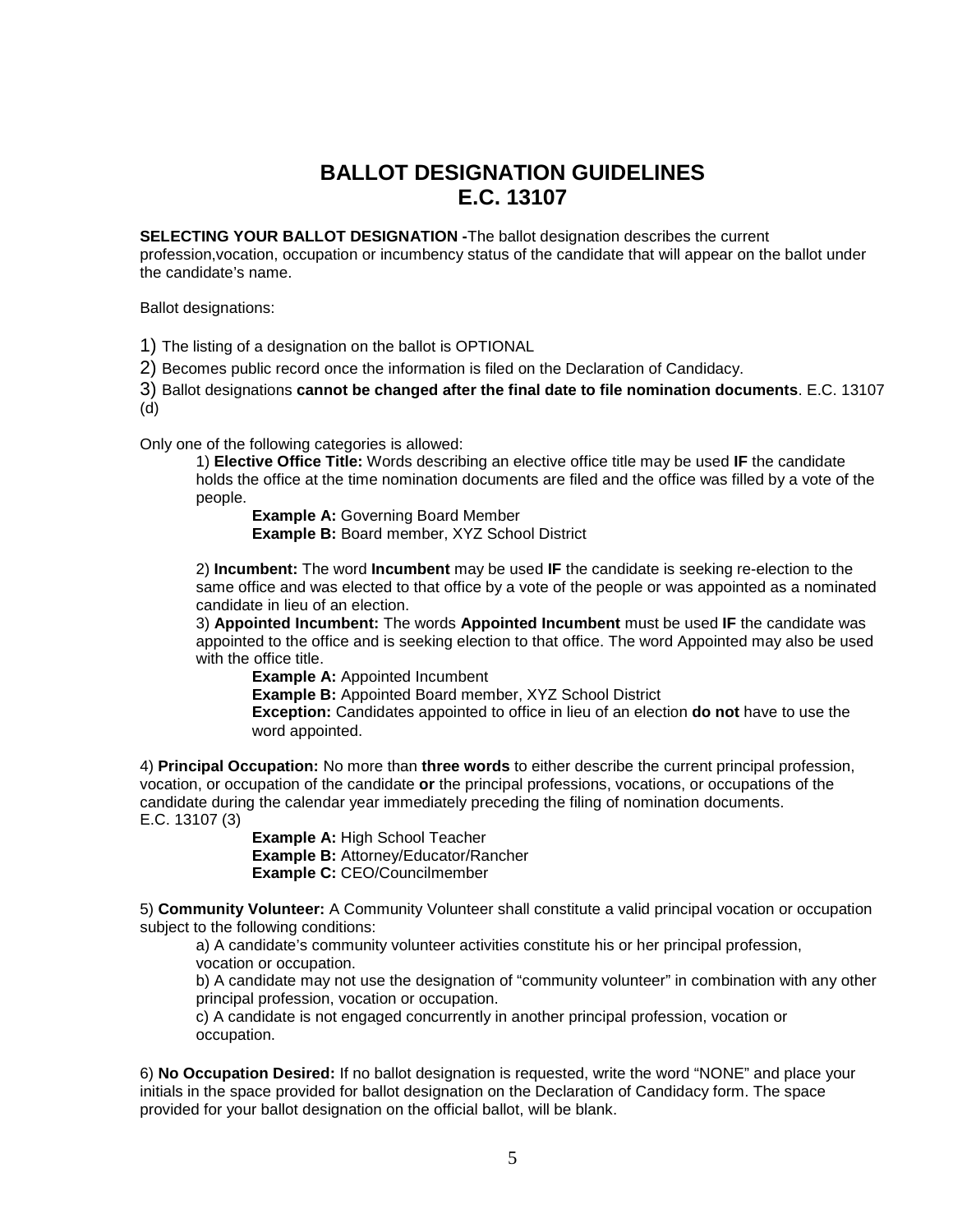# BALLOT DESIGNATION GUIDELINES
# E.C. 13107

**SELECTING YOUR BALLOT DESIGNATION -** The ballot designation describes the current profession,vocation, occupation or incumbency status of the candidate that will appear on the ballot under the candidate's name.

Ballot designations:

1) The listing of a designation on the ballot is OPTIONAL

2) Becomes public record once the information is filed on the Declaration of Candidacy.

3) Ballot designations **cannot be changed after the final date to file nomination documents**. E.C. 13107 (d)

Only one of the following categories is allowed:

1) **Elective Office Title:** Words describing an elective office title may be used **IF** the candidate holds the office at the time nomination documents are filed and the office was filled by a vote of the people.

**Example A:** Governing Board Member
**Example B:** Board member, XYZ School District

2) **Incumbent:** The word **Incumbent** may be used **IF** the candidate is seeking re-election to the same office and was elected to that office by a vote of the people or was appointed as a nominated candidate in lieu of an election.

3) **Appointed Incumbent:** The words **Appointed Incumbent** must be used **IF** the candidate was appointed to the office and is seeking election to that office. The word Appointed may also be used with the office title.

**Example A:** Appointed Incumbent
**Example B:** Appointed Board member, XYZ School District
**Exception:** Candidates appointed to office in lieu of an election **do not** have to use the word appointed.

4) **Principal Occupation:** No more than **three words** to either describe the current principal profession, vocation, or occupation of the candidate **or** the principal professions, vocations, or occupations of the candidate during the calendar year immediately preceding the filing of nomination documents. E.C. 13107 (3)

**Example A:** High School Teacher
**Example B:** Attorney/Educator/Rancher
**Example C:** CEO/Councilmember

5) **Community Volunteer:** A Community Volunteer shall constitute a valid principal vocation or occupation subject to the following conditions:

a) A candidate's community volunteer activities constitute his or her principal profession, vocation or occupation.

b) A candidate may not use the designation of "community volunteer" in combination with any other principal profession, vocation or occupation.

c) A candidate is not engaged concurrently in another principal profession, vocation or occupation.

6) **No Occupation Desired:** If no ballot designation is requested, write the word "NONE" and place your initials in the space provided for ballot designation on the Declaration of Candidacy form. The space provided for your ballot designation on the official ballot, will be blank.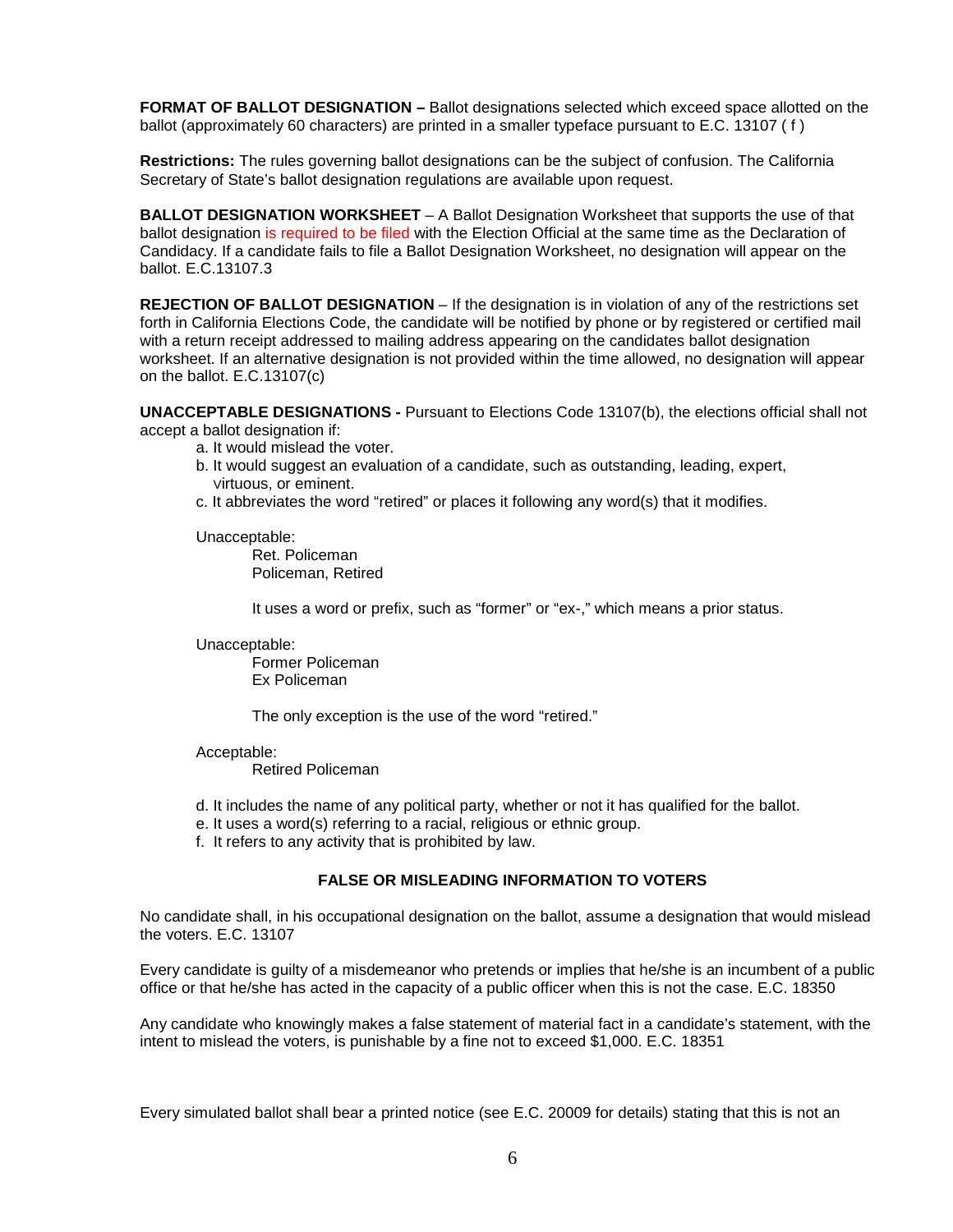**FORMAT OF BALLOT DESIGNATION –** Ballot designations selected which exceed space allotted on the ballot (approximately 60 characters) are printed in a smaller typeface pursuant to E.C. 13107 ( f )

**Restrictions:** The rules governing ballot designations can be the subject of confusion. The California Secretary of State's ballot designation regulations are available upon request.

**BALLOT DESIGNATION WORKSHEET** – A Ballot Designation Worksheet that supports the use of that ballot designation is required to be filed with the Election Official at the same time as the Declaration of Candidacy. If a candidate fails to file a Ballot Designation Worksheet, no designation will appear on the ballot. E.C.13107.3

**REJECTION OF BALLOT DESIGNATION** – If the designation is in violation of any of the restrictions set forth in California Elections Code, the candidate will be notified by phone or by registered or certified mail with a return receipt addressed to mailing address appearing on the candidates ballot designation worksheet. If an alternative designation is not provided within the time allowed, no designation will appear on the ballot. E.C.13107(c)

**UNACCEPTABLE DESIGNATIONS -** Pursuant to Elections Code 13107(b), the elections official shall not accept a ballot designation if:

a. It would mislead the voter.
b. It would suggest an evaluation of a candidate, such as outstanding, leading, expert, virtuous, or eminent.
c. It abbreviates the word "retired" or places it following any word(s) that it modifies.

Unacceptable:

Ret. Policeman
Policeman, Retired

It uses a word or prefix, such as "former" or "ex-," which means a prior status.

Unacceptable:

Former Policeman
Ex Policeman

The only exception is the use of the word "retired."

Acceptable:

Retired Policeman

d. It includes the name of any political party, whether or not it has qualified for the ballot.
e. It uses a word(s) referring to a racial, religious or ethnic group.
f. It refers to any activity that is prohibited by law.

### FALSE OR MISLEADING INFORMATION TO VOTERS

No candidate shall, in his occupational designation on the ballot, assume a designation that would mislead the voters. E.C. 13107

Every candidate is guilty of a misdemeanor who pretends or implies that he/she is an incumbent of a public office or that he/she has acted in the capacity of a public officer when this is not the case. E.C. 18350

Any candidate who knowingly makes a false statement of material fact in a candidate's statement, with the intent to mislead the voters, is punishable by a fine not to exceed $1,000. E.C. 18351

Every simulated ballot shall bear a printed notice (see E.C. 20009 for details) stating that this is not an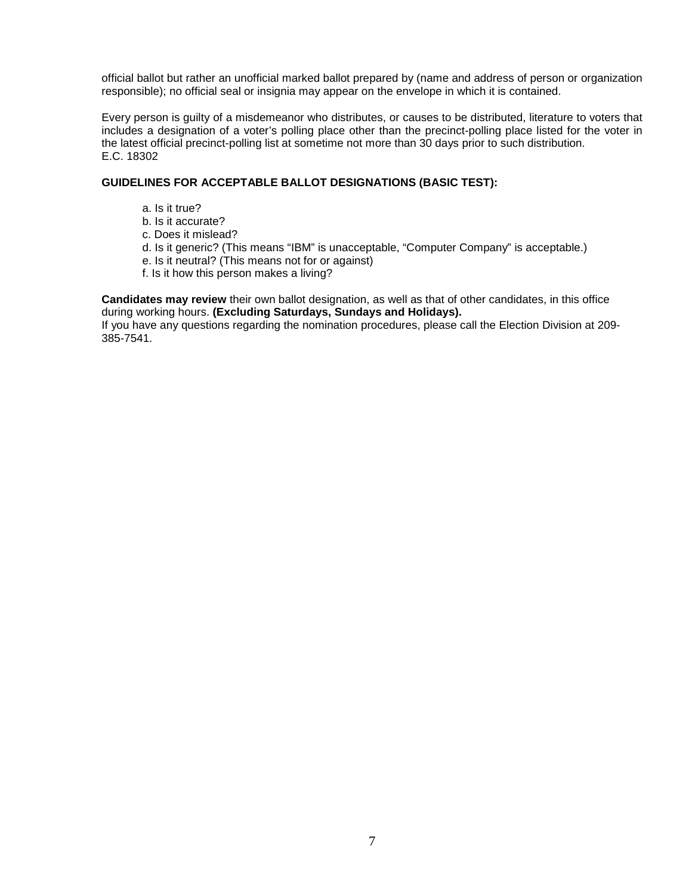official ballot but rather an unofficial marked ballot prepared by (name and address of person or organization responsible); no official seal or insignia may appear on the envelope in which it is contained.

Every person is guilty of a misdemeanor who distributes, or causes to be distributed, literature to voters that includes a designation of a voter's polling place other than the precinct-polling place listed for the voter in the latest official precinct-polling list at sometime not more than 30 days prior to such distribution. E.C. 18302

**GUIDELINES FOR ACCEPTABLE BALLOT DESIGNATIONS (BASIC TEST):**

a. Is it true?
b. Is it accurate?
c. Does it mislead?
d. Is it generic? (This means "IBM" is unacceptable, "Computer Company" is acceptable.)
e. Is it neutral? (This means not for or against)
f. Is it how this person makes a living?

**Candidates may review** their own ballot designation, as well as that of other candidates, in this office during working hours. **(Excluding Saturdays, Sundays and Holidays).**
If you have any questions regarding the nomination procedures, please call the Election Division at 209-385-7541.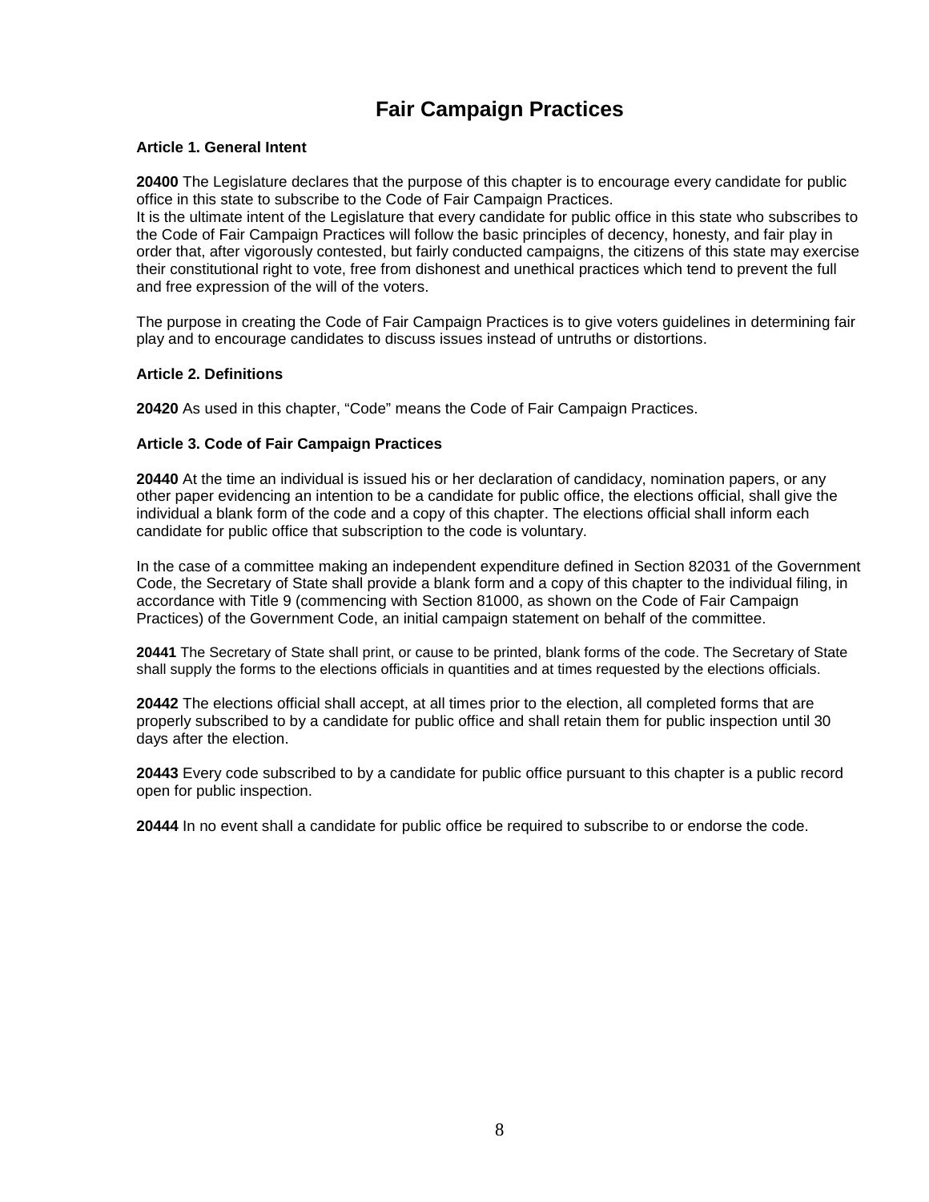# Fair Campaign Practices

**Article 1. General Intent**

**20400** The Legislature declares that the purpose of this chapter is to encourage every candidate for public office in this state to subscribe to the Code of Fair Campaign Practices.
It is the ultimate intent of the Legislature that every candidate for public office in this state who subscribes to the Code of Fair Campaign Practices will follow the basic principles of decency, honesty, and fair play in order that, after vigorously contested, but fairly conducted campaigns, the citizens of this state may exercise their constitutional right to vote, free from dishonest and unethical practices which tend to prevent the full and free expression of the will of the voters.

The purpose in creating the Code of Fair Campaign Practices is to give voters guidelines in determining fair play and to encourage candidates to discuss issues instead of untruths or distortions.

**Article 2. Definitions**

**20420** As used in this chapter, “Code” means the Code of Fair Campaign Practices.

**Article 3. Code of Fair Campaign Practices**

**20440** At the time an individual is issued his or her declaration of candidacy, nomination papers, or any other paper evidencing an intention to be a candidate for public office, the elections official, shall give the individual a blank form of the code and a copy of this chapter. The elections official shall inform each candidate for public office that subscription to the code is voluntary.

In the case of a committee making an independent expenditure defined in Section 82031 of the Government Code, the Secretary of State shall provide a blank form and a copy of this chapter to the individual filing, in accordance with Title 9 (commencing with Section 81000, as shown on the Code of Fair Campaign Practices) of the Government Code, an initial campaign statement on behalf of the committee.

**20441** The Secretary of State shall print, or cause to be printed, blank forms of the code. The Secretary of State shall supply the forms to the elections officials in quantities and at times requested by the elections officials.

**20442** The elections official shall accept, at all times prior to the election, all completed forms that are properly subscribed to by a candidate for public office and shall retain them for public inspection until 30 days after the election.

**20443** Every code subscribed to by a candidate for public office pursuant to this chapter is a public record open for public inspection.

**20444** In no event shall a candidate for public office be required to subscribe to or endorse the code.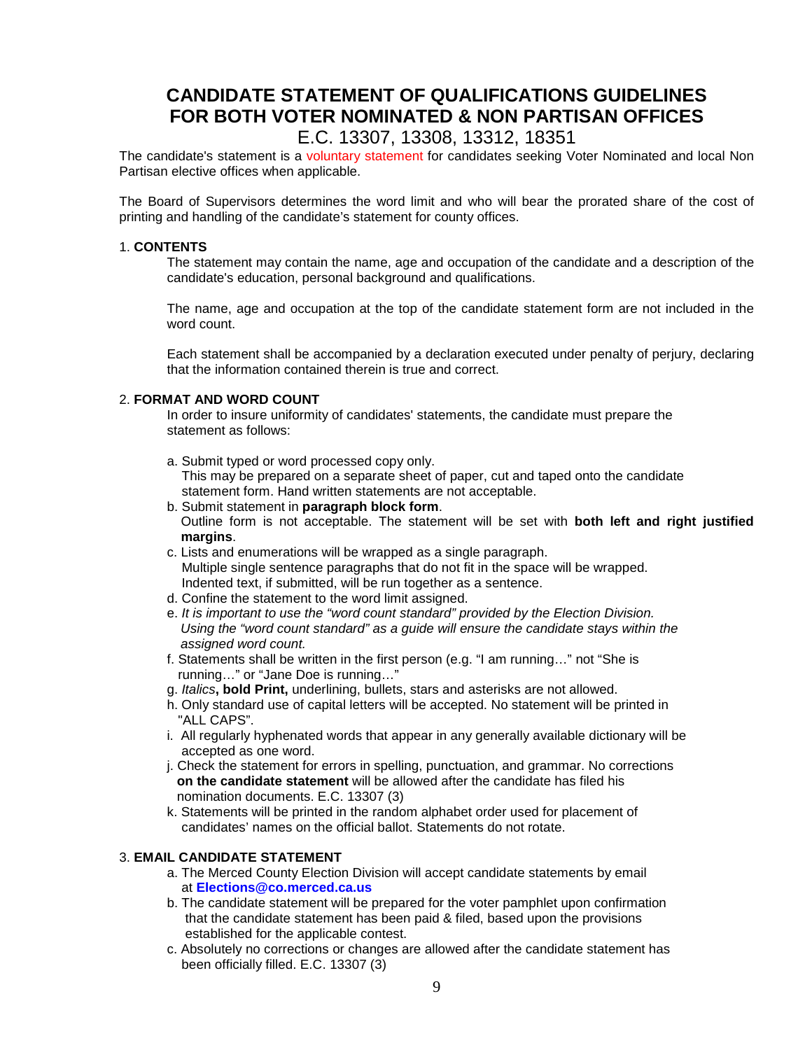# CANDIDATE STATEMENT OF QUALIFICATIONS GUIDELINES FOR BOTH VOTER NOMINATED & NON PARTISAN OFFICES

E.C. 13307, 13308, 13312, 18351

The candidate's statement is a voluntary statement for candidates seeking Voter Nominated and local Non Partisan elective offices when applicable.

The Board of Supervisors determines the word limit and who will bear the prorated share of the cost of printing and handling of the candidate's statement for county offices.

1. **CONTENTS**

   The statement may contain the name, age and occupation of the candidate and a description of the candidate's education, personal background and qualifications.

   The name, age and occupation at the top of the candidate statement form are not included in the word count.

   Each statement shall be accompanied by a declaration executed under penalty of perjury, declaring that the information contained therein is true and correct.

2. **FORMAT AND WORD COUNT**

   In order to insure uniformity of candidates' statements, the candidate must prepare the statement as follows:

   a. Submit typed or word processed copy only.
      This may be prepared on a separate sheet of paper, cut and taped onto the candidate statement form. Hand written statements are not acceptable.
   b. Submit statement in **paragraph block form**.
      Outline form is not acceptable. The statement will be set with **both left and right justified margins**.
   c. Lists and enumerations will be wrapped as a single paragraph.
      Multiple single sentence paragraphs that do not fit in the space will be wrapped.
      Indented text, if submitted, will be run together as a sentence.
   d. Confine the statement to the word limit assigned.
   e. *It is important to use the "word count standard" provided by the Election Division. Using the "word count standard" as a guide will ensure the candidate stays within the assigned word count.*
   f. Statements shall be written in the first person (e.g. "I am running…" not "She is running…" or "Jane Doe is running…"
   g. *Italics*, **bold Print,** underlining, bullets, stars and asterisks are not allowed.
   h. Only standard use of capital letters will be accepted. No statement will be printed in "ALL CAPS".
   i. All regularly hyphenated words that appear in any generally available dictionary will be accepted as one word.
   j. Check the statement for errors in spelling, punctuation, and grammar. No corrections **on the candidate statement** will be allowed after the candidate has filed his nomination documents. E.C. 13307 (3)
   k. Statements will be printed in the random alphabet order used for placement of candidates' names on the official ballot. Statements do not rotate.

3. **EMAIL CANDIDATE STATEMENT**

   a. The Merced County Election Division will accept candidate statements by email at **Elections@co.merced.ca.us**
   b. The candidate statement will be prepared for the voter pamphlet upon confirmation that the candidate statement has been paid & filed, based upon the provisions established for the applicable contest.
   c. Absolutely no corrections or changes are allowed after the candidate statement has been officially filled. E.C. 13307 (3)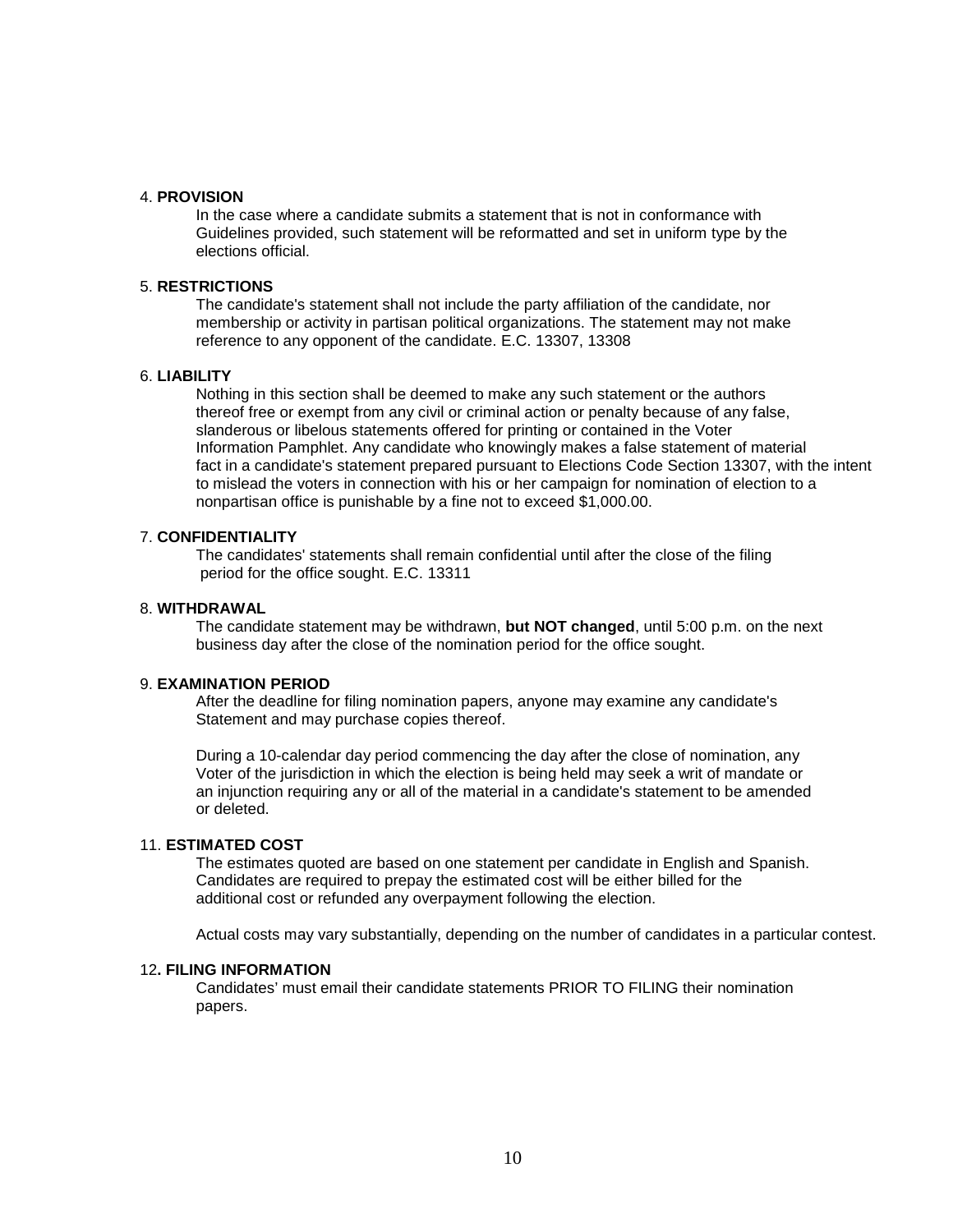4. **PROVISION**

In the case where a candidate submits a statement that is not in conformance with Guidelines provided, such statement will be reformatted and set in uniform type by the elections official.

5. **RESTRICTIONS**

The candidate's statement shall not include the party affiliation of the candidate, nor membership or activity in partisan political organizations. The statement may not make reference to any opponent of the candidate. E.C. 13307, 13308

6. **LIABILITY**

Nothing in this section shall be deemed to make any such statement or the authors thereof free or exempt from any civil or criminal action or penalty because of any false, slanderous or libelous statements offered for printing or contained in the Voter Information Pamphlet. Any candidate who knowingly makes a false statement of material fact in a candidate's statement prepared pursuant to Elections Code Section 13307, with the intent to mislead the voters in connection with his or her campaign for nomination of election to a nonpartisan office is punishable by a fine not to exceed $1,000.00.

7. **CONFIDENTIALITY**

The candidates' statements shall remain confidential until after the close of the filing period for the office sought. E.C. 13311

8. **WITHDRAWAL**

The candidate statement may be withdrawn, **but NOT changed**, until 5:00 p.m. on the next business day after the close of the nomination period for the office sought.

9. **EXAMINATION PERIOD**

After the deadline for filing nomination papers, anyone may examine any candidate's Statement and may purchase copies thereof.

During a 10-calendar day period commencing the day after the close of nomination, any Voter of the jurisdiction in which the election is being held may seek a writ of mandate or an injunction requiring any or all of the material in a candidate's statement to be amended or deleted.

11. **ESTIMATED COST**

The estimates quoted are based on one statement per candidate in English and Spanish. Candidates are required to prepay the estimated cost will be either billed for the additional cost or refunded any overpayment following the election.

Actual costs may vary substantially, depending on the number of candidates in a particular contest.

12**. FILING INFORMATION**

Candidates' must email their candidate statements PRIOR TO FILING their nomination papers.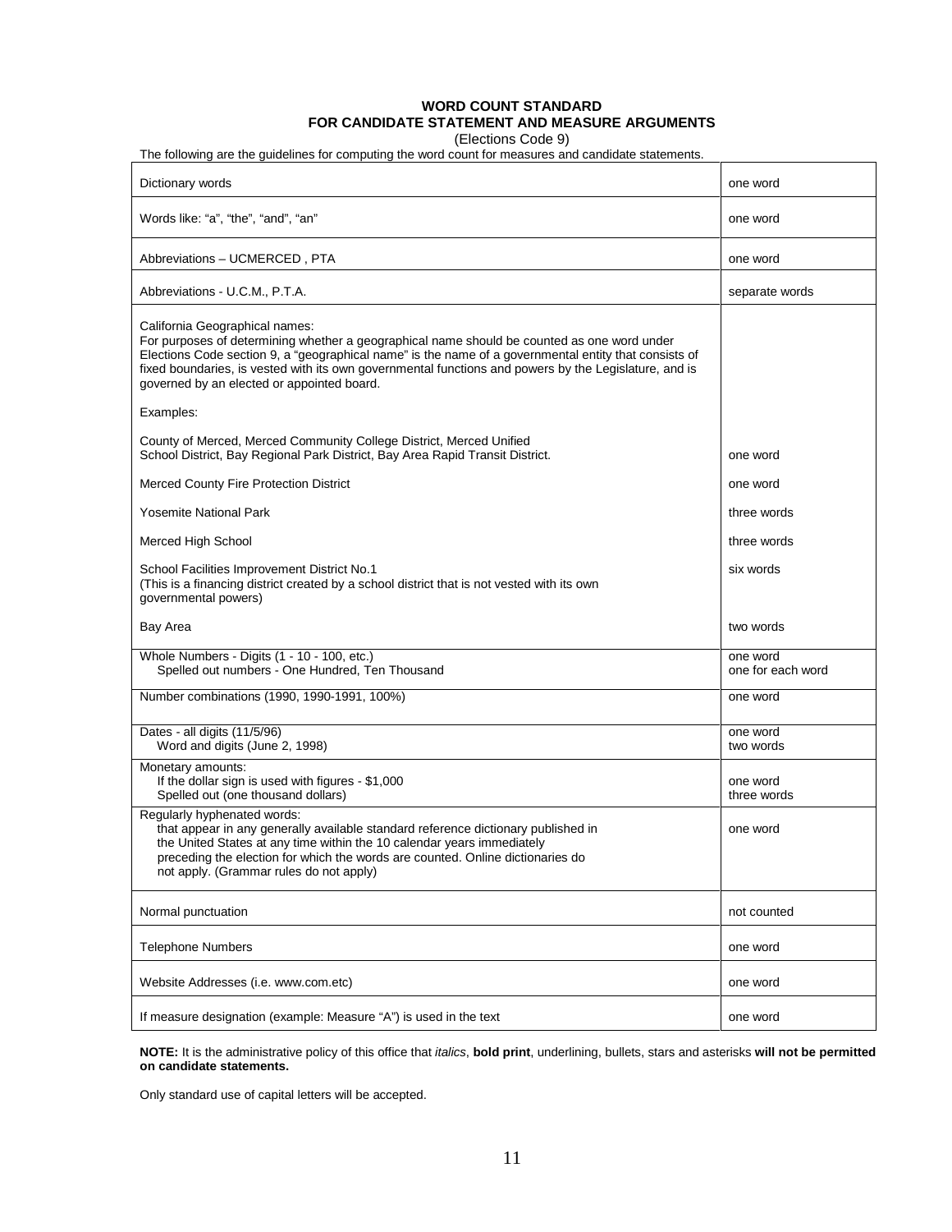**WORD COUNT STANDARD**
**FOR CANDIDATE STATEMENT AND MEASURE ARGUMENTS**
(Elections Code 9)

The following are the guidelines for computing the word count for measures and candidate statements.

| | |
|---|---|
| Dictionary words | one word |
| Words like: "a", "the", "and", "an" | one word |
| Abbreviations – UCMERCED , PTA | one word |
| Abbreviations - U.C.M., P.T.A. | separate words |
| California Geographical names:<br>For purposes of determining whether a geographical name should be counted as one word under Elections Code section 9, a "geographical name" is the name of a governmental entity that consists of fixed boundaries, is vested with its own governmental functions and powers by the Legislature, and is governed by an elected or appointed board.<br><br>Examples: | |
| County of Merced, Merced Community College District, Merced Unified School District, Bay Regional Park District, Bay Area Rapid Transit District. | one word |
| Merced County Fire Protection District | one word |
| Yosemite National Park | three words |
| Merced High School | three words |
| School Facilities Improvement District No.1<br>(This is a financing district created by a school district that is not vested with its own governmental powers) | six words |
| Bay Area | two words |
| Whole Numbers - Digits (1 - 10 - 100, etc.)<br>Spelled out numbers - One Hundred, Ten Thousand | one word<br>one for each word |
| Number combinations (1990, 1990-1991, 100%) | one word |
| Dates - all digits (11/5/96)<br>Word and digits (June 2, 1998) | one word<br>two words |
| Monetary amounts:<br>If the dollar sign is used with figures - $1,000<br>Spelled out (one thousand dollars) | <br>one word<br>three words |
| Regularly hyphenated words:<br>that appear in any generally available standard reference dictionary published in the United States at any time within the 10 calendar years immediately preceding the election for which the words are counted. Online dictionaries do not apply. (Grammar rules do not apply) | one word |
| Normal punctuation | not counted |
| Telephone Numbers | one word |
| Website Addresses (i.e. www.com.etc) | one word |
| If measure designation (example: Measure "A") is used in the text | one word |

**NOTE:** It is the administrative policy of this office that *italics*, **bold print**, underlining, bullets, stars and asterisks **will not be permitted on candidate statements.**

Only standard use of capital letters will be accepted.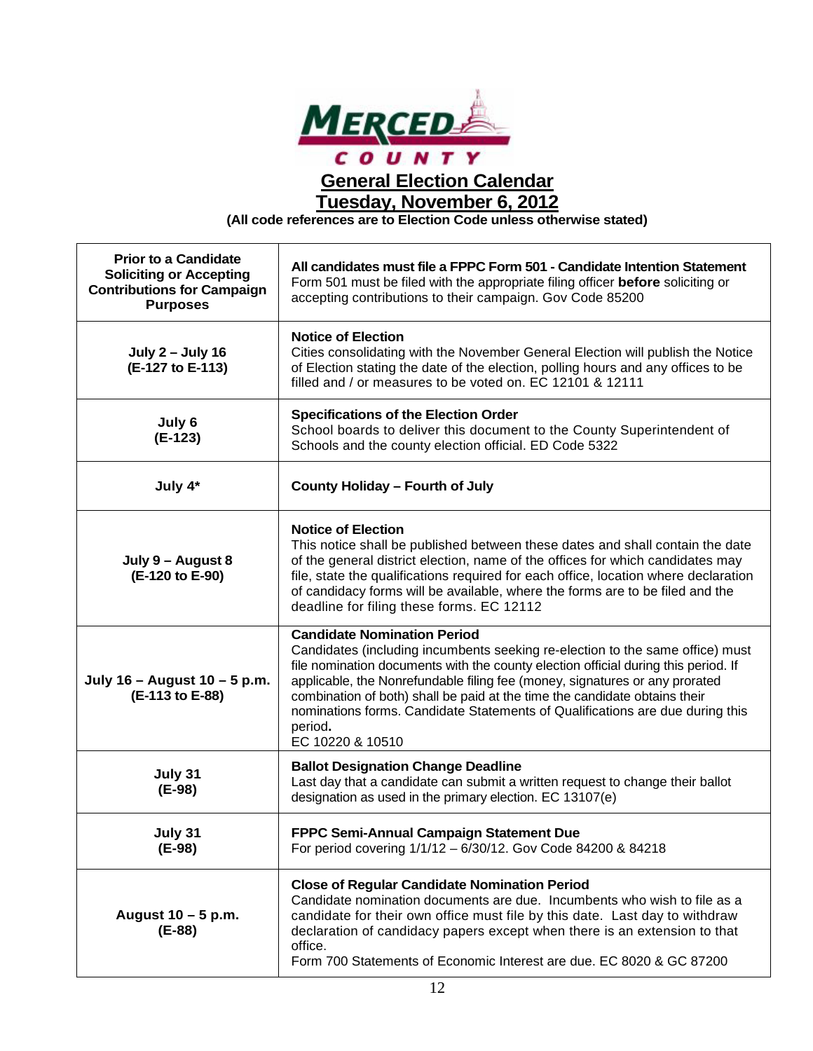# MERCED COUNTY

## General Election Calendar
## Tuesday, November 6, 2012

**(All code references are to Election Code unless otherwise stated)**

| Date | Event |
|---|---|
| **Prior to a Candidate Soliciting or Accepting Contributions for Campaign Purposes** | **All candidates must file a FPPC Form 501 - Candidate Intention Statement** Form 501 must be filed with the appropriate filing officer **before** soliciting or accepting contributions to their campaign. Gov Code 85200 |
| **July 2 – July 16 (E-127 to E-113)** | **Notice of Election** Cities consolidating with the November General Election will publish the Notice of Election stating the date of the election, polling hours and any offices to be filled and / or measures to be voted on. EC 12101 & 12111 |
| **July 6 (E-123)** | **Specifications of the Election Order** School boards to deliver this document to the County Superintendent of Schools and the county election official. ED Code 5322 |
| **July 4*** | **County Holiday – Fourth of July** |
| **July 9 – August 8 (E-120 to E-90)** | **Notice of Election** This notice shall be published between these dates and shall contain the date of the general district election, name of the offices for which candidates may file, state the qualifications required for each office, location where declaration of candidacy forms will be available, where the forms are to be filed and the deadline for filing these forms. EC 12112 |
| **July 16 – August 10 – 5 p.m. (E-113 to E-88)** | **Candidate Nomination Period** Candidates (including incumbents seeking re-election to the same office) must file nomination documents with the county election official during this period. If applicable, the Nonrefundable filing fee (money, signatures or any prorated combination of both) shall be paid at the time the candidate obtains their nominations forms. Candidate Statements of Qualifications are due during this period**.** EC 10220 & 10510 |
| **July 31 (E-98)** | **Ballot Designation Change Deadline** Last day that a candidate can submit a written request to change their ballot designation as used in the primary election. EC 13107(e) |
| **July 31 (E-98)** | **FPPC Semi-Annual Campaign Statement Due** For period covering 1/1/12 – 6/30/12. Gov Code 84200 & 84218 |
| **August 10 – 5 p.m. (E-88)** | **Close of Regular Candidate Nomination Period** Candidate nomination documents are due. Incumbents who wish to file as a candidate for their own office must file by this date. Last day to withdraw declaration of candidacy papers except when there is an extension to that office. Form 700 Statements of Economic Interest are due. EC 8020 & GC 87200 |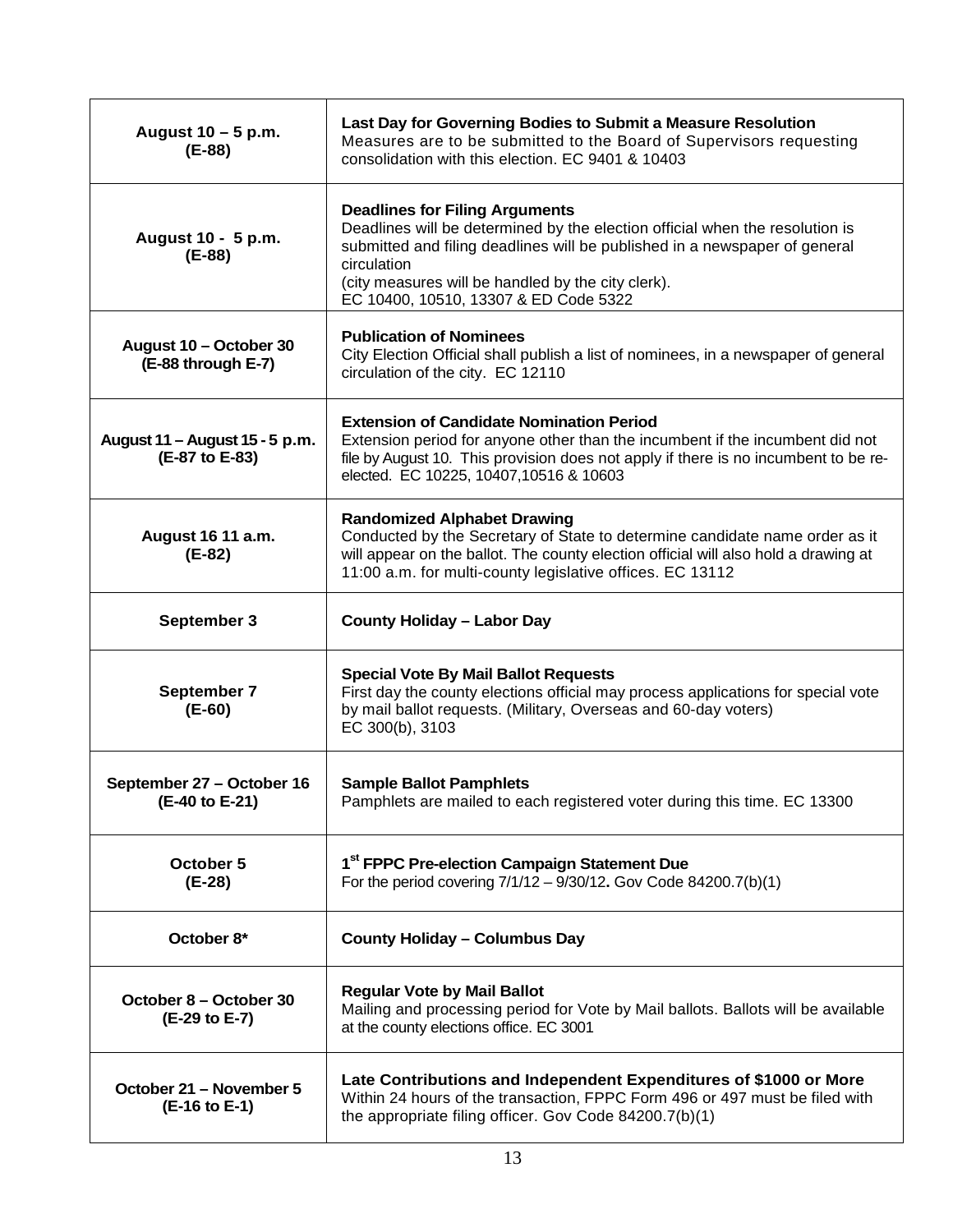| | |
|---|---|
| **August 10 – 5 p.m. (E-88)** | **Last Day for Governing Bodies to Submit a Measure Resolution** Measures are to be submitted to the Board of Supervisors requesting consolidation with this election. EC 9401 & 10403 |
| **August 10 - 5 p.m. (E-88)** | **Deadlines for Filing Arguments** Deadlines will be determined by the election official when the resolution is submitted and filing deadlines will be published in a newspaper of general circulation (city measures will be handled by the city clerk). EC 10400, 10510, 13307 & ED Code 5322 |
| **August 10 – October 30 (E-88 through E-7)** | **Publication of Nominees** City Election Official shall publish a list of nominees, in a newspaper of general circulation of the city. EC 12110 |
| **August 11 – August 15 - 5 p.m. (E-87 to E-83)** | **Extension of Candidate Nomination Period** Extension period for anyone other than the incumbent if the incumbent did not file by August 10. This provision does not apply if there is no incumbent to be re-elected. EC 10225, 10407,10516 & 10603 |
| **August 16 11 a.m. (E-82)** | **Randomized Alphabet Drawing** Conducted by the Secretary of State to determine candidate name order as it will appear on the ballot. The county election official will also hold a drawing at 11:00 a.m. for multi-county legislative offices. EC 13112 |
| **September 3** | **County Holiday – Labor Day** |
| **September 7 (E-60)** | **Special Vote By Mail Ballot Requests** First day the county elections official may process applications for special vote by mail ballot requests. (Military, Overseas and 60-day voters) EC 300(b), 3103 |
| **September 27 – October 16 (E-40 to E-21)** | **Sample Ballot Pamphlets** Pamphlets are mailed to each registered voter during this time. EC 13300 |
| **October 5 (E-28)** | **1st FPPC Pre-election Campaign Statement Due** For the period covering 7/1/12 – 9/30/12**.** Gov Code 84200.7(b)(1) |
| **October 8*** | **County Holiday – Columbus Day** |
| **October 8 – October 30 (E-29 to E-7)** | **Regular Vote by Mail Ballot** Mailing and processing period for Vote by Mail ballots. Ballots will be available at the county elections office. EC 3001 |
| **October 21 – November 5 (E-16 to E-1)** | **Late Contributions and Independent Expenditures of $1000 or More** Within 24 hours of the transaction, FPPC Form 496 or 497 must be filed with the appropriate filing officer. Gov Code 84200.7(b)(1) |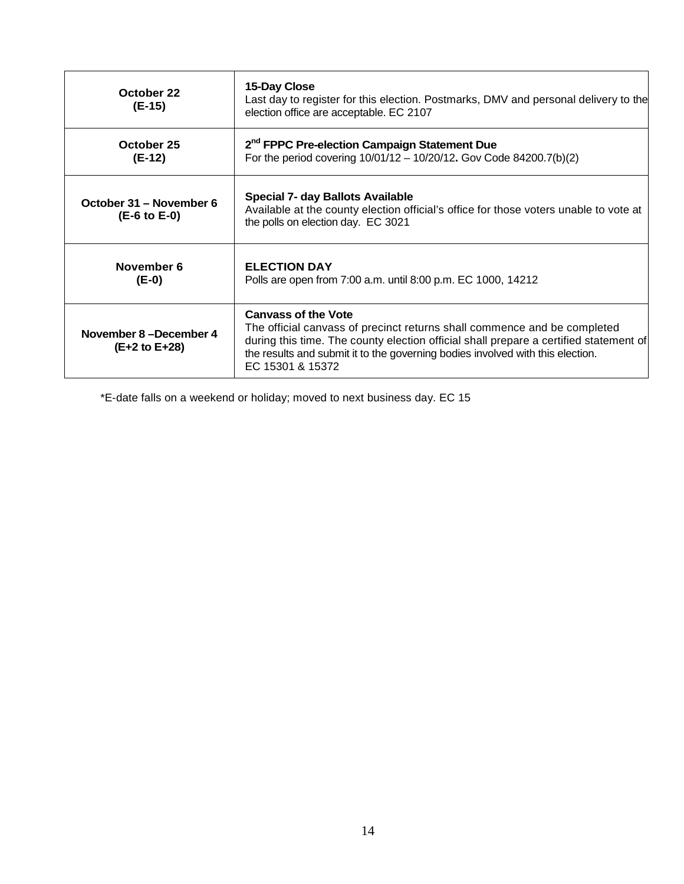| | |
|---|---|
| **October 22 (E-15)** | **15-Day Close**<br>Last day to register for this election. Postmarks, DMV and personal delivery to the election office are acceptable. EC 2107 |
| **October 25 (E-12)** | **2nd FPPC Pre-election Campaign Statement Due**<br>For the period covering 10/01/12 – 10/20/12**.** Gov Code 84200.7(b)(2) |
| **October 31 – November 6 (E-6 to E-0)** | **Special 7- day Ballots Available**<br>Available at the county election official's office for those voters unable to vote at the polls on election day. EC 3021 |
| **November 6 (E-0)** | **ELECTION DAY**<br>Polls are open from 7:00 a.m. until 8:00 p.m. EC 1000, 14212 |
| **November 8 –December 4 (E+2 to E+28)** | **Canvass of the Vote**<br>The official canvass of precinct returns shall commence and be completed during this time. The county election official shall prepare a certified statement of the results and submit it to the governing bodies involved with this election. EC 15301 & 15372 |

*E-date falls on a weekend or holiday; moved to next business day. EC 15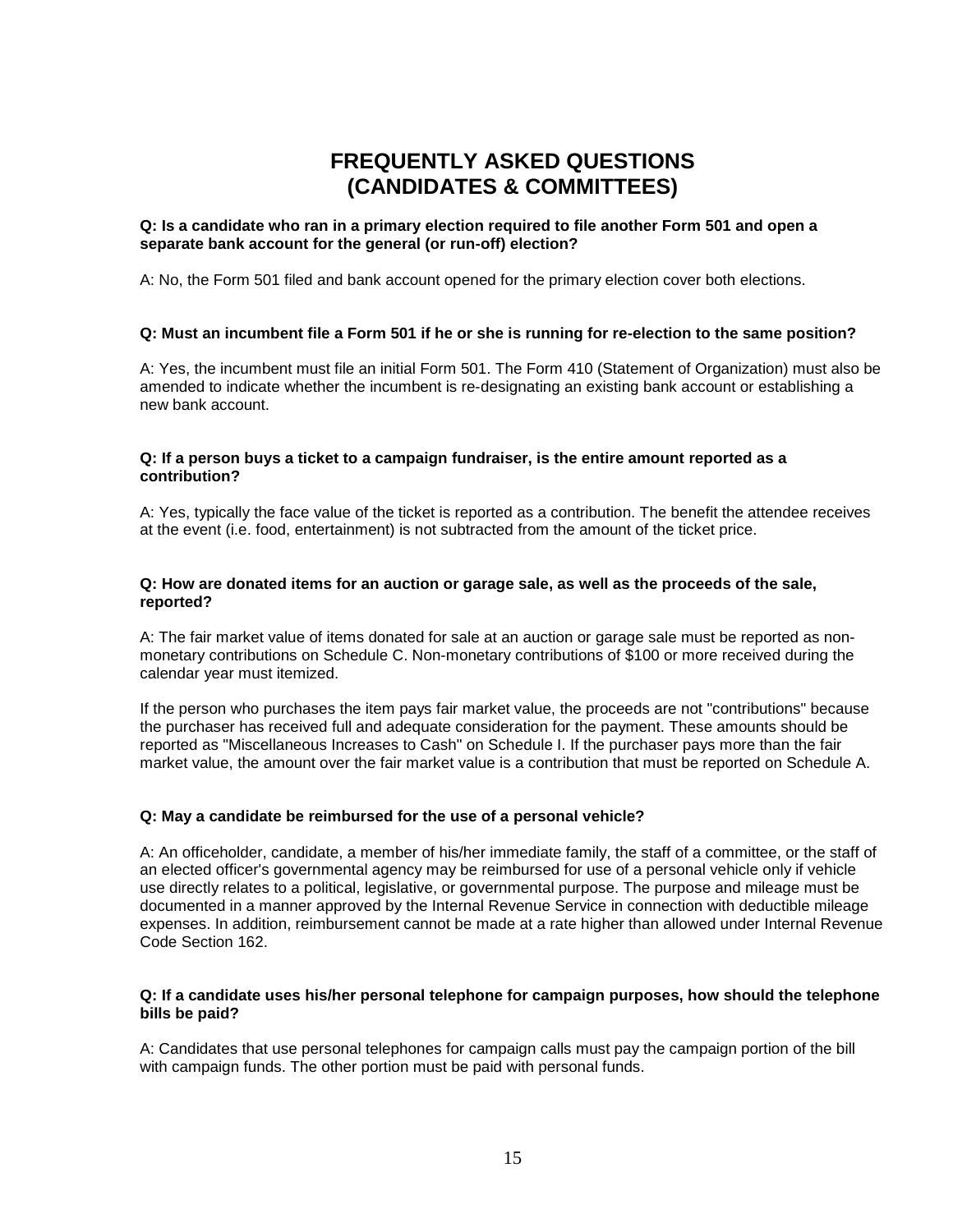# FREQUENTLY ASKED QUESTIONS (CANDIDATES & COMMITTEES)

**Q: Is a candidate who ran in a primary election required to file another Form 501 and open a separate bank account for the general (or run-off) election?**

A: No, the Form 501 filed and bank account opened for the primary election cover both elections.

**Q: Must an incumbent file a Form 501 if he or she is running for re-election to the same position?**

A: Yes, the incumbent must file an initial Form 501. The Form 410 (Statement of Organization) must also be amended to indicate whether the incumbent is re-designating an existing bank account or establishing a new bank account.

**Q: If a person buys a ticket to a campaign fundraiser, is the entire amount reported as a contribution?**

A: Yes, typically the face value of the ticket is reported as a contribution. The benefit the attendee receives at the event (i.e. food, entertainment) is not subtracted from the amount of the ticket price.

**Q: How are donated items for an auction or garage sale, as well as the proceeds of the sale, reported?**

A: The fair market value of items donated for sale at an auction or garage sale must be reported as non-monetary contributions on Schedule C. Non-monetary contributions of $100 or more received during the calendar year must itemized.

If the person who purchases the item pays fair market value, the proceeds are not "contributions" because the purchaser has received full and adequate consideration for the payment. These amounts should be reported as "Miscellaneous Increases to Cash" on Schedule I. If the purchaser pays more than the fair market value, the amount over the fair market value is a contribution that must be reported on Schedule A.

**Q: May a candidate be reimbursed for the use of a personal vehicle?**

A: An officeholder, candidate, a member of his/her immediate family, the staff of a committee, or the staff of an elected officer's governmental agency may be reimbursed for use of a personal vehicle only if vehicle use directly relates to a political, legislative, or governmental purpose. The purpose and mileage must be documented in a manner approved by the Internal Revenue Service in connection with deductible mileage expenses. In addition, reimbursement cannot be made at a rate higher than allowed under Internal Revenue Code Section 162.

**Q: If a candidate uses his/her personal telephone for campaign purposes, how should the telephone bills be paid?**

A: Candidates that use personal telephones for campaign calls must pay the campaign portion of the bill with campaign funds. The other portion must be paid with personal funds.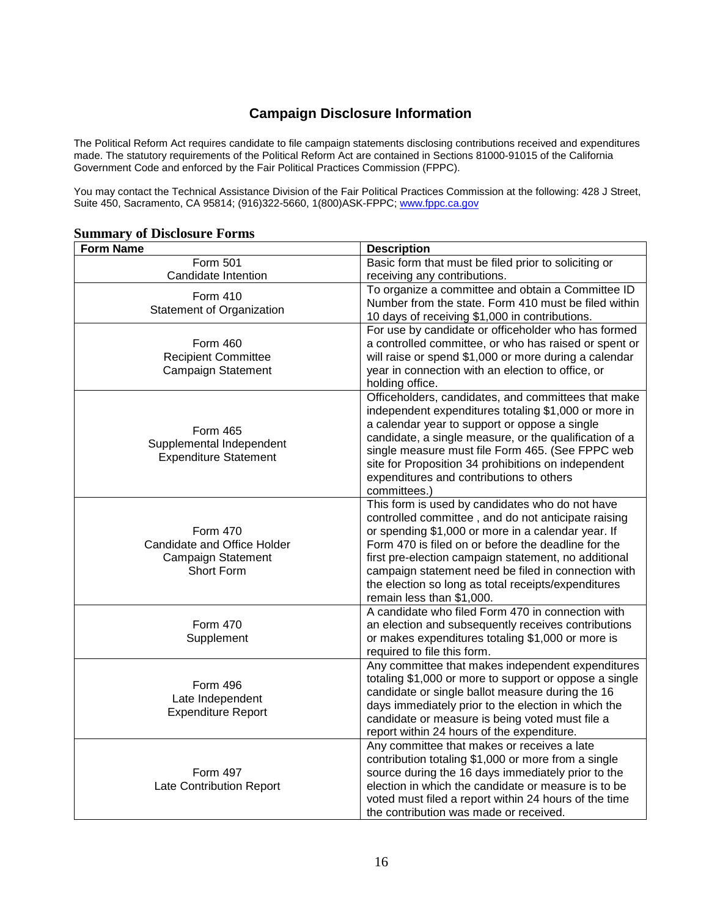# Campaign Disclosure Information

The Political Reform Act requires candidate to file campaign statements disclosing contributions received and expenditures made. The statutory requirements of the Political Reform Act are contained in Sections 81000-91015 of the California Government Code and enforced by the Fair Political Practices Commission (FPPC).

You may contact the Technical Assistance Division of the Fair Political Practices Commission at the following: 428 J Street, Suite 450, Sacramento, CA 95814; (916)322-5660, 1(800)ASK-FPPC; www.fppc.ca.gov

## Summary of Disclosure Forms

| Form Name | Description |
|---|---|
| Form 501<br>Candidate Intention | Basic form that must be filed prior to soliciting or receiving any contributions. |
| Form 410<br>Statement of Organization | To organize a committee and obtain a Committee ID Number from the state. Form 410 must be filed within 10 days of receiving $1,000 in contributions. |
| Form 460<br>Recipient Committee<br>Campaign Statement | For use by candidate or officeholder who has formed a controlled committee, or who has raised or spent or will raise or spend $1,000 or more during a calendar year in connection with an election to office, or holding office. |
| Form 465<br>Supplemental Independent<br>Expenditure Statement | Officeholders, candidates, and committees that make independent expenditures totaling $1,000 or more in a calendar year to support or oppose a single candidate, a single measure, or the qualification of a single measure must file Form 465. (See FPPC web site for Proposition 34 prohibitions on independent expenditures and contributions to others committees.) |
| Form 470<br>Candidate and Office Holder<br>Campaign Statement<br>Short Form | This form is used by candidates who do not have controlled committee , and do not anticipate raising or spending $1,000 or more in a calendar year. If Form 470 is filed on or before the deadline for the first pre-election campaign statement, no additional campaign statement need be filed in connection with the election so long as total receipts/expenditures remain less than $1,000. |
| Form 470<br>Supplement | A candidate who filed Form 470 in connection with an election and subsequently receives contributions or makes expenditures totaling $1,000 or more is required to file this form. |
| Form 496<br>Late Independent<br>Expenditure Report | Any committee that makes independent expenditures totaling $1,000 or more to support or oppose a single candidate or single ballot measure during the 16 days immediately prior to the election in which the candidate or measure is being voted must file a report within 24 hours of the expenditure. |
| Form 497<br>Late Contribution Report | Any committee that makes or receives a late contribution totaling $1,000 or more from a single source during the 16 days immediately prior to the election in which the candidate or measure is to be voted must filed a report within 24 hours of the time the contribution was made or received. |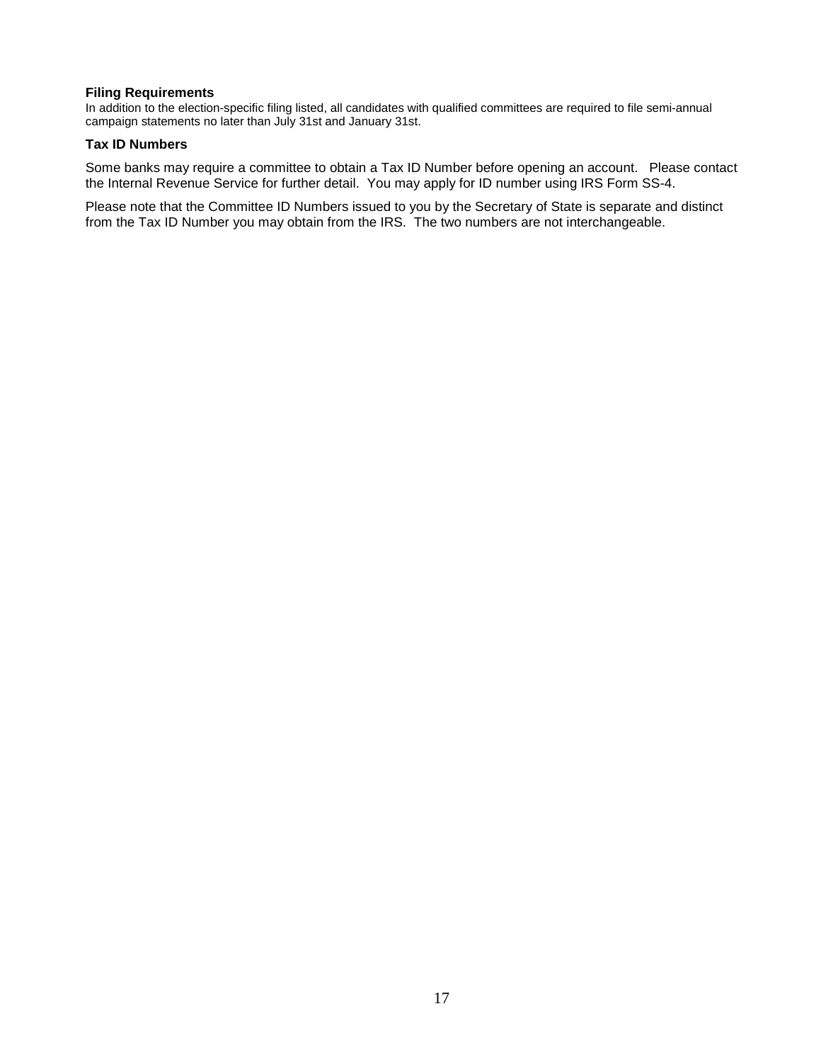**Filing Requirements**

In addition to the election-specific filing listed, all candidates with qualified committees are required to file semi-annual campaign statements no later than July 31st and January 31st.

**Tax ID Numbers**

Some banks may require a committee to obtain a Tax ID Number before opening an account. Please contact the Internal Revenue Service for further detail. You may apply for ID number using IRS Form SS-4.

Please note that the Committee ID Numbers issued to you by the Secretary of State is separate and distinct from the Tax ID Number you may obtain from the IRS. The two numbers are not interchangeable.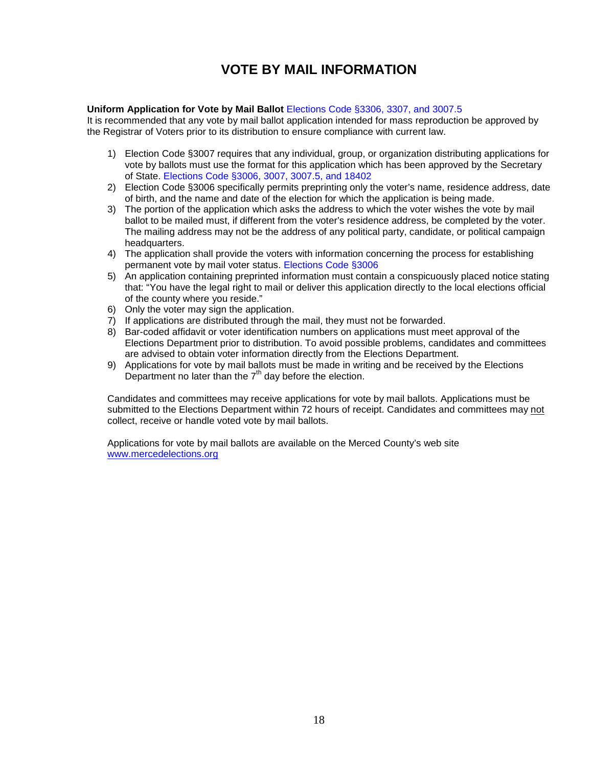# VOTE BY MAIL INFORMATION

**Uniform Application for Vote by Mail Ballot** Elections Code §3306, 3307, and 3007.5

It is recommended that any vote by mail ballot application intended for mass reproduction be approved by the Registrar of Voters prior to its distribution to ensure compliance with current law.

1) Election Code §3007 requires that any individual, group, or organization distributing applications for vote by ballots must use the format for this application which has been approved by the Secretary of State. Elections Code §3006, 3007, 3007.5, and 18402
2) Election Code §3006 specifically permits preprinting only the voter's name, residence address, date of birth, and the name and date of the election for which the application is being made.
3) The portion of the application which asks the address to which the voter wishes the vote by mail ballot to be mailed must, if different from the voter's residence address, be completed by the voter. The mailing address may not be the address of any political party, candidate, or political campaign headquarters.
4) The application shall provide the voters with information concerning the process for establishing permanent vote by mail voter status. Elections Code §3006
5) An application containing preprinted information must contain a conspicuously placed notice stating that: "You have the legal right to mail or deliver this application directly to the local elections official of the county where you reside."
6) Only the voter may sign the application.
7) If applications are distributed through the mail, they must not be forwarded.
8) Bar-coded affidavit or voter identification numbers on applications must meet approval of the Elections Department prior to distribution. To avoid possible problems, candidates and committees are advised to obtain voter information directly from the Elections Department.
9) Applications for vote by mail ballots must be made in writing and be received by the Elections Department no later than the 7th day before the election.

Candidates and committees may receive applications for vote by mail ballots. Applications must be submitted to the Elections Department within 72 hours of receipt. Candidates and committees may not collect, receive or handle voted vote by mail ballots.

Applications for vote by mail ballots are available on the Merced County's web site www.mercedelections.org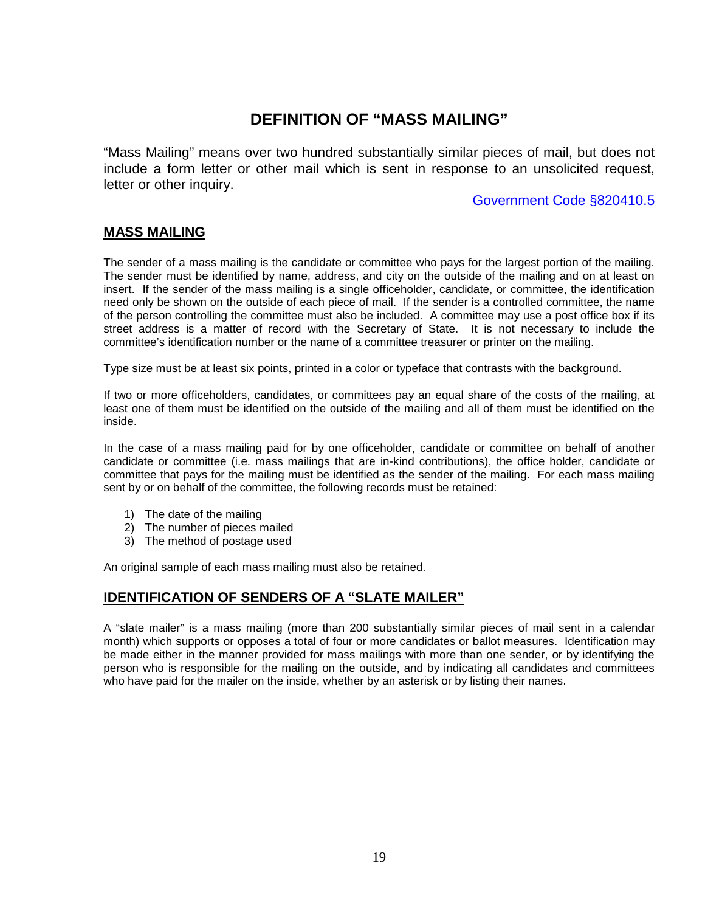# DEFINITION OF "MASS MAILING"

"Mass Mailing" means over two hundred substantially similar pieces of mail, but does not include a form letter or other mail which is sent in response to an unsolicited request, letter or other inquiry.

Government Code §820410.5

## MASS MAILING

The sender of a mass mailing is the candidate or committee who pays for the largest portion of the mailing. The sender must be identified by name, address, and city on the outside of the mailing and on at least on insert. If the sender of the mass mailing is a single officeholder, candidate, or committee, the identification need only be shown on the outside of each piece of mail. If the sender is a controlled committee, the name of the person controlling the committee must also be included. A committee may use a post office box if its street address is a matter of record with the Secretary of State. It is not necessary to include the committee's identification number or the name of a committee treasurer or printer on the mailing.

Type size must be at least six points, printed in a color or typeface that contrasts with the background.

If two or more officeholders, candidates, or committees pay an equal share of the costs of the mailing, at least one of them must be identified on the outside of the mailing and all of them must be identified on the inside.

In the case of a mass mailing paid for by one officeholder, candidate or committee on behalf of another candidate or committee (i.e. mass mailings that are in-kind contributions), the office holder, candidate or committee that pays for the mailing must be identified as the sender of the mailing. For each mass mailing sent by or on behalf of the committee, the following records must be retained:

1) The date of the mailing
2) The number of pieces mailed
3) The method of postage used

An original sample of each mass mailing must also be retained.

## IDENTIFICATION OF SENDERS OF A "SLATE MAILER"

A "slate mailer" is a mass mailing (more than 200 substantially similar pieces of mail sent in a calendar month) which supports or opposes a total of four or more candidates or ballot measures. Identification may be made either in the manner provided for mass mailings with more than one sender, or by identifying the person who is responsible for the mailing on the outside, and by indicating all candidates and committees who have paid for the mailer on the inside, whether by an asterisk or by listing their names.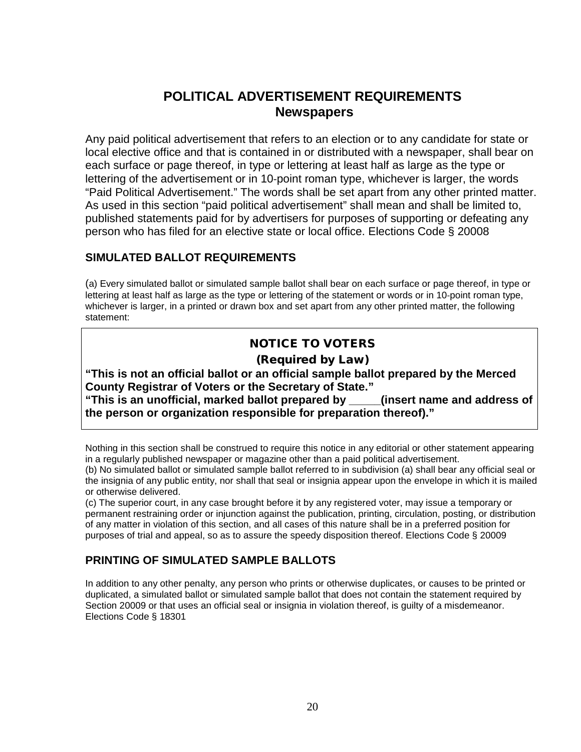# POLITICAL ADVERTISEMENT REQUIREMENTS
## Newspapers

Any paid political advertisement that refers to an election or to any candidate for state or local elective office and that is contained in or distributed with a newspaper, shall bear on each surface or page thereof, in type or lettering at least half as large as the type or lettering of the advertisement or in 10-point roman type, whichever is larger, the words "Paid Political Advertisement." The words shall be set apart from any other printed matter. As used in this section "paid political advertisement" shall mean and shall be limited to, published statements paid for by advertisers for purposes of supporting or defeating any person who has filed for an elective state or local office. Elections Code § 20008

### SIMULATED BALLOT REQUIREMENTS

(a) Every simulated ballot or simulated sample ballot shall bear on each surface or page thereof, in type or lettering at least half as large as the type or lettering of the statement or words or in 10-point roman type, whichever is larger, in a printed or drawn box and set apart from any other printed matter, the following statement:

> **NOTICE TO VOTERS**
> **(Required by Law)**
> **"This is not an official ballot or an official sample ballot prepared by the Merced County Registrar of Voters or the Secretary of State."**
> **"This is an unofficial, marked ballot prepared by _____(insert name and address of the person or organization responsible for preparation thereof)."**

Nothing in this section shall be construed to require this notice in any editorial or other statement appearing in a regularly published newspaper or magazine other than a paid political advertisement.

(b) No simulated ballot or simulated sample ballot referred to in subdivision (a) shall bear any official seal or the insignia of any public entity, nor shall that seal or insignia appear upon the envelope in which it is mailed or otherwise delivered.

(c) The superior court, in any case brought before it by any registered voter, may issue a temporary or permanent restraining order or injunction against the publication, printing, circulation, posting, or distribution of any matter in violation of this section, and all cases of this nature shall be in a preferred position for purposes of trial and appeal, so as to assure the speedy disposition thereof. Elections Code § 20009

### PRINTING OF SIMULATED SAMPLE BALLOTS

In addition to any other penalty, any person who prints or otherwise duplicates, or causes to be printed or duplicated, a simulated ballot or simulated sample ballot that does not contain the statement required by Section 20009 or that uses an official seal or insignia in violation thereof, is guilty of a misdemeanor. Elections Code § 18301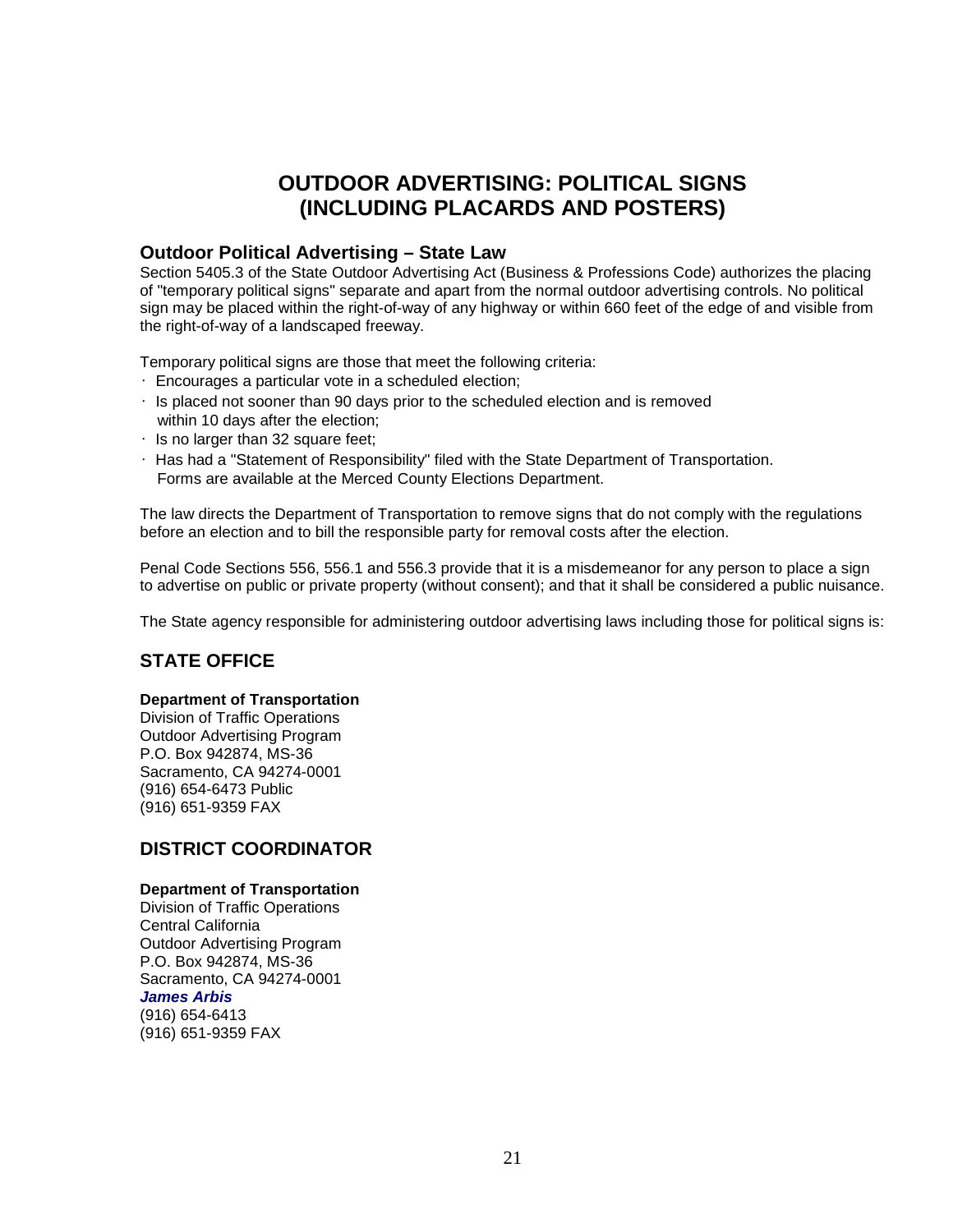# OUTDOOR ADVERTISING: POLITICAL SIGNS (INCLUDING PLACARDS AND POSTERS)

## Outdoor Political Advertising – State Law

Section 5405.3 of the State Outdoor Advertising Act (Business & Professions Code) authorizes the placing of "temporary political signs" separate and apart from the normal outdoor advertising controls. No political sign may be placed within the right-of-way of any highway or within 660 feet of the edge of and visible from the right-of-way of a landscaped freeway.

Temporary political signs are those that meet the following criteria:

- Encourages a particular vote in a scheduled election;
- Is placed not sooner than 90 days prior to the scheduled election and is removed within 10 days after the election;
- Is no larger than 32 square feet;
- Has had a "Statement of Responsibility" filed with the State Department of Transportation. Forms are available at the Merced County Elections Department.

The law directs the Department of Transportation to remove signs that do not comply with the regulations before an election and to bill the responsible party for removal costs after the election.

Penal Code Sections 556, 556.1 and 556.3 provide that it is a misdemeanor for any person to place a sign to advertise on public or private property (without consent); and that it shall be considered a public nuisance.

The State agency responsible for administering outdoor advertising laws including those for political signs is:

## STATE OFFICE

**Department of Transportation**
Division of Traffic Operations
Outdoor Advertising Program
P.O. Box 942874, MS-36
Sacramento, CA 94274-0001
(916) 654-6473 Public
(916) 651-9359 FAX

## DISTRICT COORDINATOR

**Department of Transportation**
Division of Traffic Operations
Central California
Outdoor Advertising Program
P.O. Box 942874, MS-36
Sacramento, CA 94274-0001
***James Arbis***
(916) 654-6413
(916) 651-9359 FAX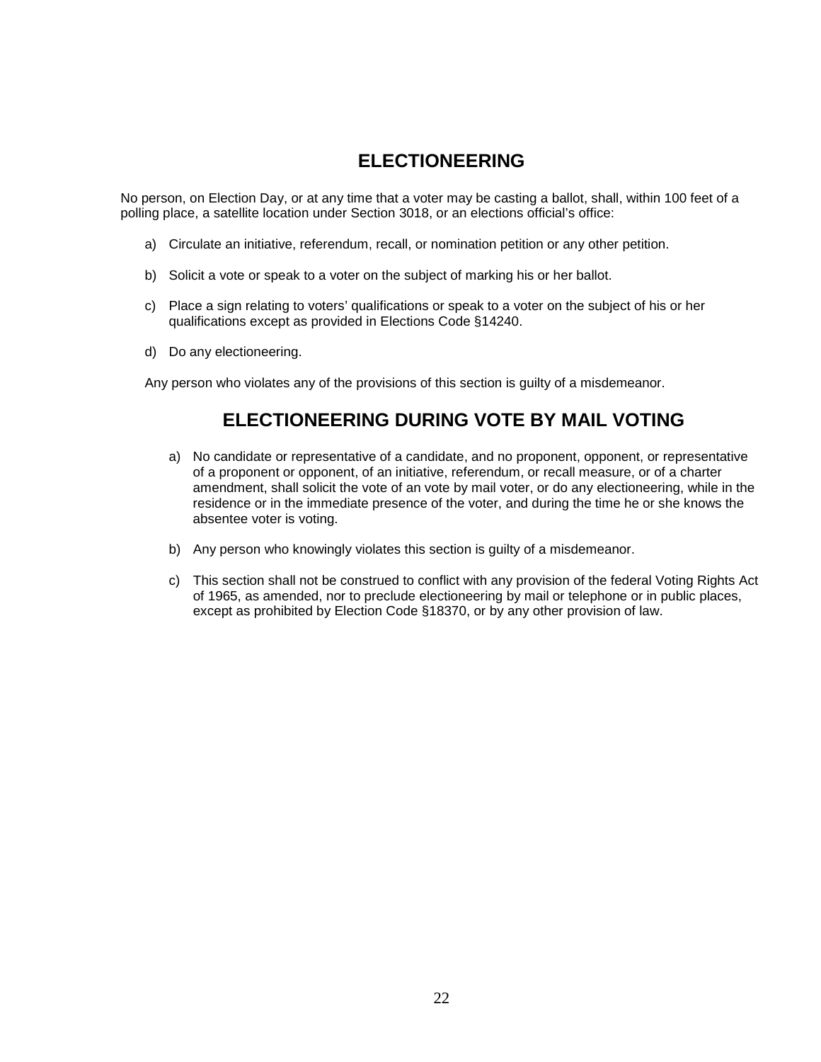## ELECTIONEERING

No person, on Election Day, or at any time that a voter may be casting a ballot, shall, within 100 feet of a polling place, a satellite location under Section 3018, or an elections official's office:

a) Circulate an initiative, referendum, recall, or nomination petition or any other petition.

b) Solicit a vote or speak to a voter on the subject of marking his or her ballot.

c) Place a sign relating to voters' qualifications or speak to a voter on the subject of his or her qualifications except as provided in Elections Code §14240.

d) Do any electioneering.

Any person who violates any of the provisions of this section is guilty of a misdemeanor.

## ELECTIONEERING DURING VOTE BY MAIL VOTING

a) No candidate or representative of a candidate, and no proponent, opponent, or representative of a proponent or opponent, of an initiative, referendum, or recall measure, or of a charter amendment, shall solicit the vote of an vote by mail voter, or do any electioneering, while in the residence or in the immediate presence of the voter, and during the time he or she knows the absentee voter is voting.

b) Any person who knowingly violates this section is guilty of a misdemeanor.

c) This section shall not be construed to conflict with any provision of the federal Voting Rights Act of 1965, as amended, nor to preclude electioneering by mail or telephone or in public places, except as prohibited by Election Code §18370, or by any other provision of law.